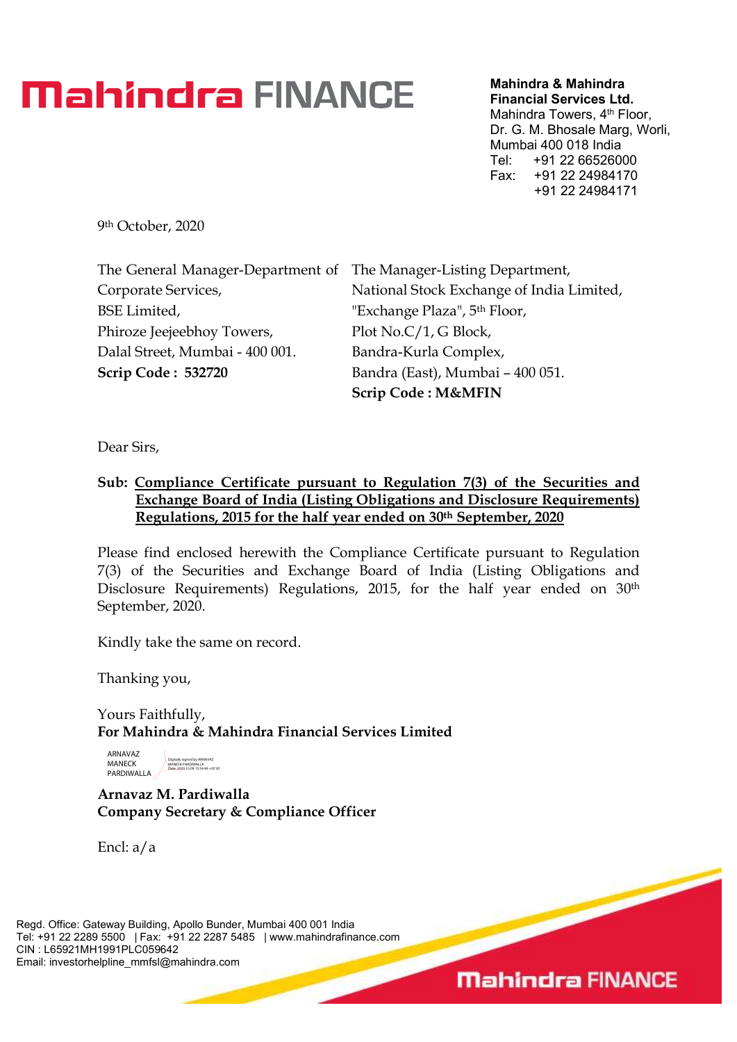# Mahindra FINANCE

**Mahindra & Mahindra Financial Services Ltd.**
Mahindra Towers, 4th Floor,
Dr. G. M. Bhosale Marg, Worli,
Mumbai 400 018 India
Tel: +91 22 66526000
Fax: +91 22 24984170
+91 22 24984171

9th October, 2020

The General Manager-Department of Corporate Services,
BSE Limited,
Phiroze Jeejeebhoy Towers,
Dalal Street, Mumbai - 400 001.
**Scrip Code : 532720**

The Manager-Listing Department,
National Stock Exchange of India Limited,
"Exchange Plaza", 5th Floor,
Plot No.C/1, G Block,
Bandra-Kurla Complex,
Bandra (East), Mumbai – 400 051.
**Scrip Code : M&MFIN**

Dear Sirs,

**Sub: Compliance Certificate pursuant to Regulation 7(3) of the Securities and Exchange Board of India (Listing Obligations and Disclosure Requirements) Regulations, 2015 for the half year ended on 30th September, 2020**

Please find enclosed herewith the Compliance Certificate pursuant to Regulation 7(3) of the Securities and Exchange Board of India (Listing Obligations and Disclosure Requirements) Regulations, 2015, for the half year ended on 30th September, 2020.

Kindly take the same on record.

Thanking you,

Yours Faithfully,
**For Mahindra & Mahindra Financial Services Limited**

ARNAVAZ MANECK PARDIWALLA
Digitally signed by ARNAVAZ MANECK PARDIWALLA Date: 2020.10.09 15:54:49 +05'30'

**Arnavaz M. Pardiwalla**
**Company Secretary & Compliance Officer**

Encl: a/a

Regd. Office: Gateway Building, Apollo Bunder, Mumbai 400 001 India
Tel: +91 22 2289 5500 | Fax: +91 22 2287 5485 | www.mahindrafinance.com
CIN : L65921MH1991PLC059642
Email: investorhelpline_mmfsl@mahindra.com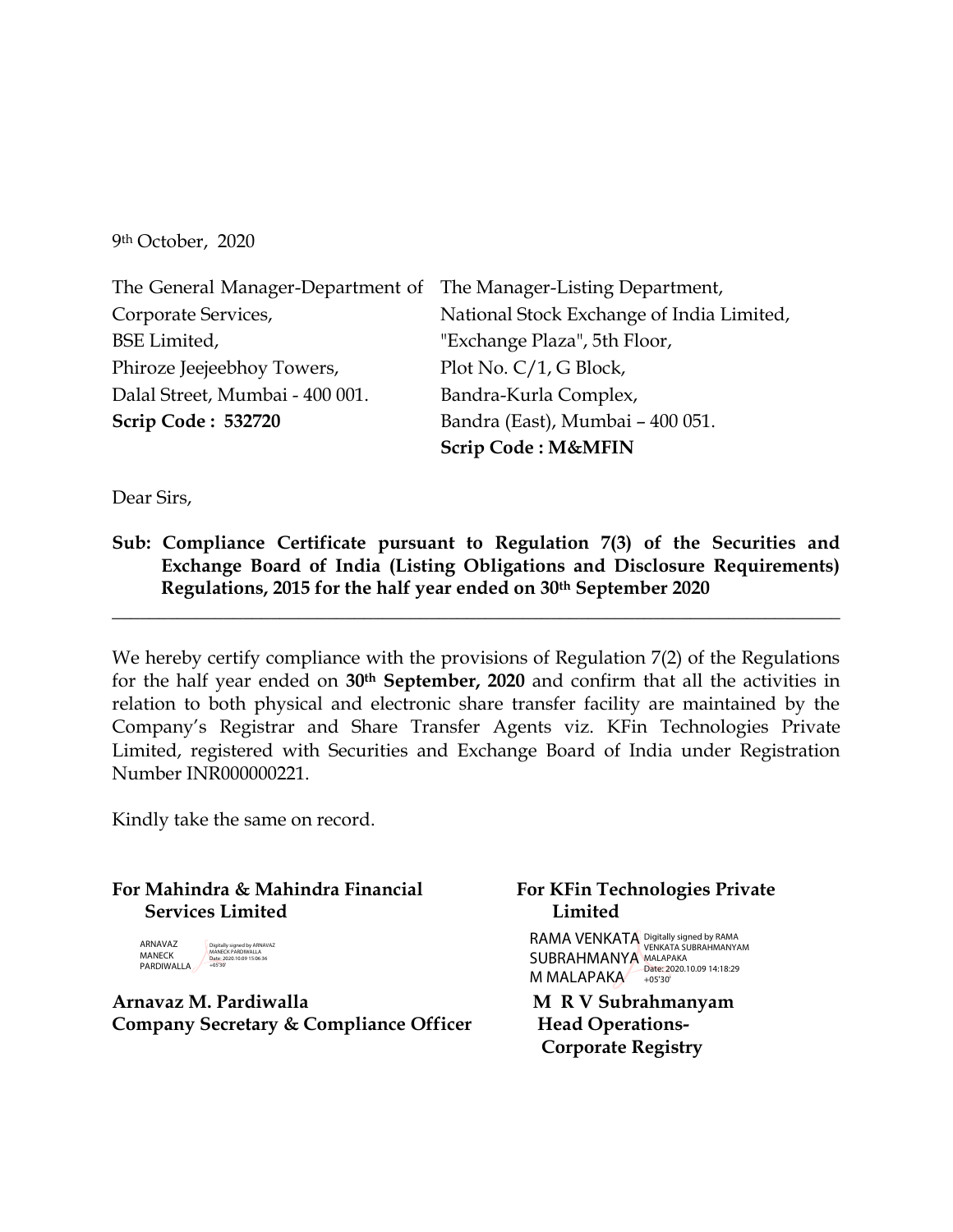9th October, 2020

| | |
|---|---|
| The General Manager-Department of Corporate Services, | The Manager-Listing Department, |
| BSE Limited, | National Stock Exchange of India Limited, |
| Phiroze Jeejeebhoy Towers, | "Exchange Plaza", 5th Floor, |
| Dalal Street, Mumbai - 400 001. | Plot No. C/1, G Block, |
| **Scrip Code : 532720** | Bandra-Kurla Complex, |
| | Bandra (East), Mumbai – 400 051. |
| | **Scrip Code : M&MFIN** |

Dear Sirs,

**Sub: Compliance Certificate pursuant to Regulation 7(3) of the Securities and Exchange Board of India (Listing Obligations and Disclosure Requirements) Regulations, 2015 for the half year ended on 30th September 2020**

---

We hereby certify compliance with the provisions of Regulation 7(2) of the Regulations for the half year ended on **30th September, 2020** and confirm that all the activities in relation to both physical and electronic share transfer facility are maintained by the Company's Registrar and Share Transfer Agents viz. KFin Technologies Private Limited, registered with Securities and Exchange Board of India under Registration Number INR000000221.

Kindly take the same on record.

**For Mahindra & Mahindra Financial Services Limited**

ARNAVAZ MANECK PARDIWALLA — Digitally signed by ARNAVAZ MANECK PARDIWALLA Date: 2020.10.09 15:06:36 +05'30'

**Arnavaz M. Pardiwalla**
**Company Secretary & Compliance Officer**

**For KFin Technologies Private Limited**

RAMA VENKATA SUBRAHMANYA M MALAPAKA — Digitally signed by RAMA VENKATA SUBRAHMANYAM MALAPAKA Date: 2020.10.09 14:18:29 +05'30'

**M R V Subrahmanyam**
**Head Operations- Corporate Registry**